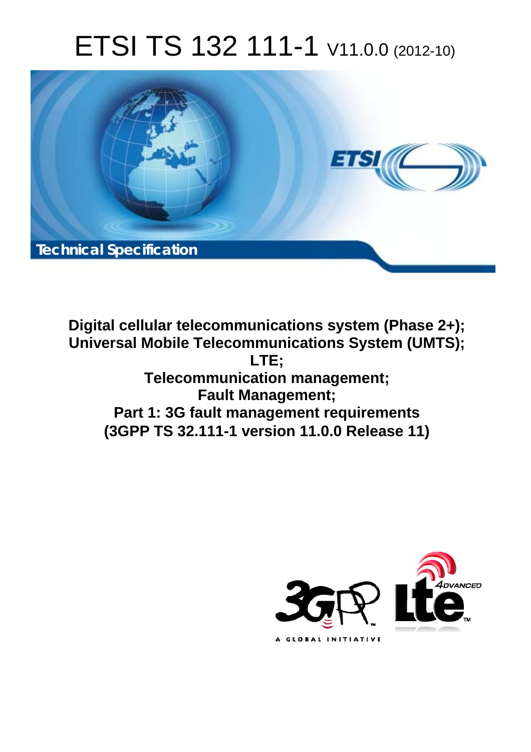# ETSI TS 132 111-1 V11.0.0 (2012-10)

Technical Specification

**Digital cellular telecommunications system (Phase 2+);**
**Universal Mobile Telecommunications System (UMTS);**
**LTE;**
**Telecommunication management;**
**Fault Management;**
**Part 1: 3G fault management requirements**
**(3GPP TS 32.111-1 version 11.0.0 Release 11)**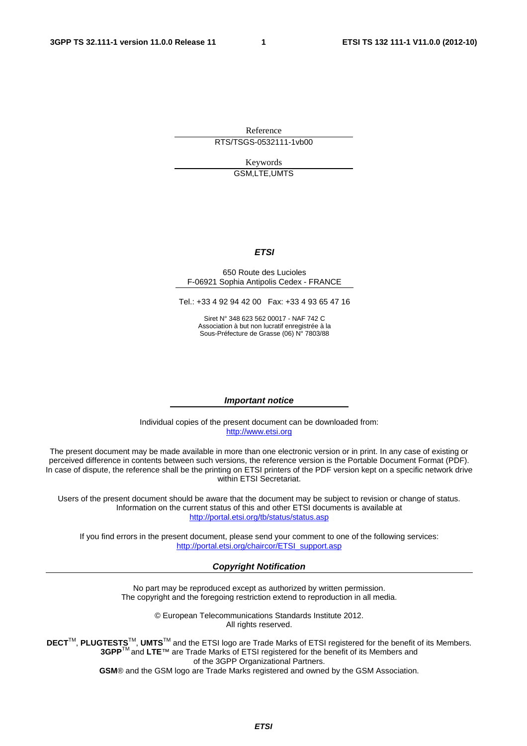Reference

RTS/TSGS-0532111-1vb00

Keywords

GSM,LTE,UMTS

***ETSI***

650 Route des Lucioles
F-06921 Sophia Antipolis Cedex - FRANCE

Tel.: +33 4 92 94 42 00 Fax: +33 4 93 65 47 16

Siret N° 348 623 562 00017 - NAF 742 C
Association à but non lucratif enregistrée à la
Sous-Préfecture de Grasse (06) N° 7803/88

***Important notice***

Individual copies of the present document can be downloaded from:
http://www.etsi.org

The present document may be made available in more than one electronic version or in print. In any case of existing or perceived difference in contents between such versions, the reference version is the Portable Document Format (PDF). In case of dispute, the reference shall be the printing on ETSI printers of the PDF version kept on a specific network drive within ETSI Secretariat.

Users of the present document should be aware that the document may be subject to revision or change of status. Information on the current status of this and other ETSI documents is available at
http://portal.etsi.org/tb/status/status.asp

If you find errors in the present document, please send your comment to one of the following services:
http://portal.etsi.org/chaircor/ETSI_support.asp

***Copyright Notification***

No part may be reproduced except as authorized by written permission.
The copyright and the foregoing restriction extend to reproduction in all media.

© European Telecommunications Standards Institute 2012.
All rights reserved.

**DECT**™, **PLUGTESTS**™, **UMTS**™ and the ETSI logo are Trade Marks of ETSI registered for the benefit of its Members.
**3GPP**™ and **LTE**™ are Trade Marks of ETSI registered for the benefit of its Members and of the 3GPP Organizational Partners.
**GSM**® and the GSM logo are Trade Marks registered and owned by the GSM Association.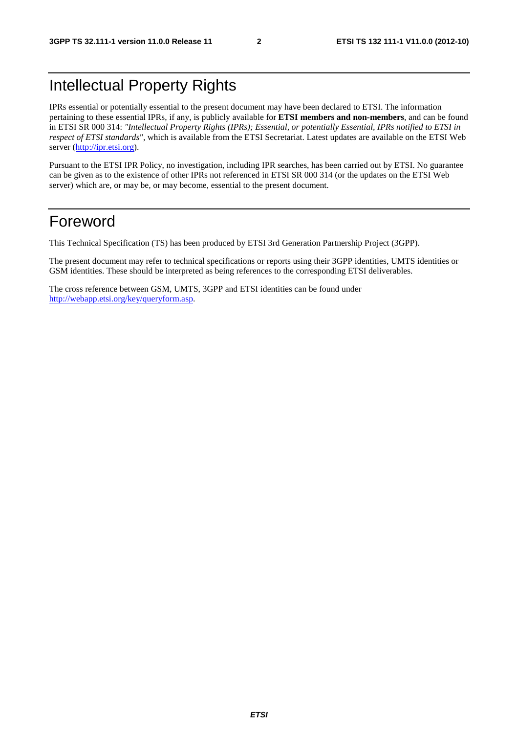# Intellectual Property Rights

IPRs essential or potentially essential to the present document may have been declared to ETSI. The information pertaining to these essential IPRs, if any, is publicly available for **ETSI members and non-members**, and can be found in ETSI SR 000 314: *"Intellectual Property Rights (IPRs); Essential, or potentially Essential, IPRs notified to ETSI in respect of ETSI standards"*, which is available from the ETSI Secretariat. Latest updates are available on the ETSI Web server (http://ipr.etsi.org).

Pursuant to the ETSI IPR Policy, no investigation, including IPR searches, has been carried out by ETSI. No guarantee can be given as to the existence of other IPRs not referenced in ETSI SR 000 314 (or the updates on the ETSI Web server) which are, or may be, or may become, essential to the present document.

# Foreword

This Technical Specification (TS) has been produced by ETSI 3rd Generation Partnership Project (3GPP).

The present document may refer to technical specifications or reports using their 3GPP identities, UMTS identities or GSM identities. These should be interpreted as being references to the corresponding ETSI deliverables.

The cross reference between GSM, UMTS, 3GPP and ETSI identities can be found under http://webapp.etsi.org/key/queryform.asp.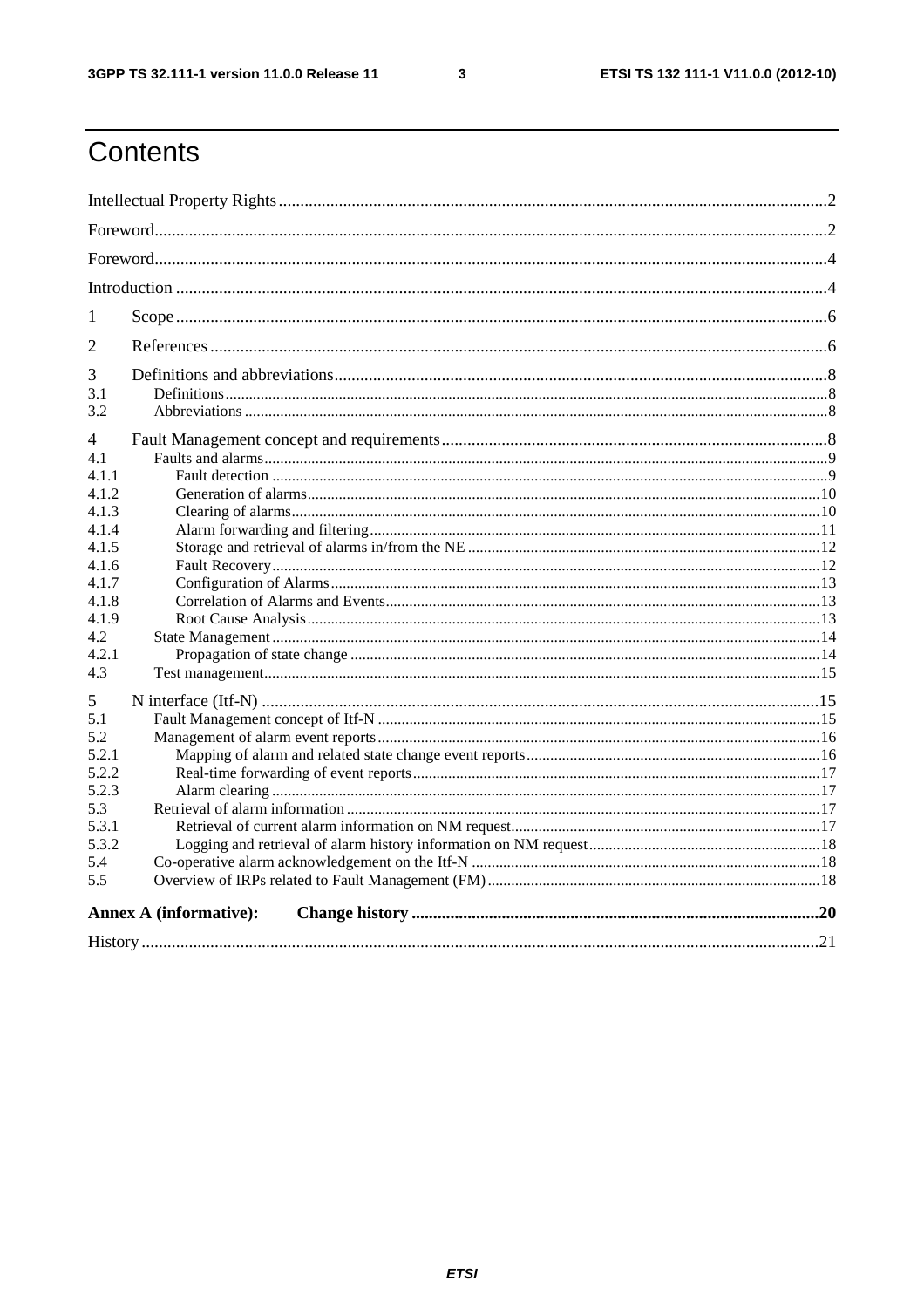# Contents

Intellectual Property Rights ..... 2

Foreword ..... 2

Foreword ..... 4

Introduction ..... 4

1 Scope ..... 6

2 References ..... 6

3 Definitions and abbreviations ..... 8

3.1 Definitions ..... 8

3.2 Abbreviations ..... 8

4 Fault Management concept and requirements ..... 8

4.1 Faults and alarms ..... 9

4.1.1 Fault detection ..... 9

4.1.2 Generation of alarms ..... 10

4.1.3 Clearing of alarms ..... 10

4.1.4 Alarm forwarding and filtering ..... 11

4.1.5 Storage and retrieval of alarms in/from the NE ..... 12

4.1.6 Fault Recovery ..... 12

4.1.7 Configuration of Alarms ..... 13

4.1.8 Correlation of Alarms and Events ..... 13

4.1.9 Root Cause Analysis ..... 13

4.2 State Management ..... 14

4.2.1 Propagation of state change ..... 14

4.3 Test management ..... 15

5 N interface (Itf-N) ..... 15

5.1 Fault Management concept of Itf-N ..... 15

5.2 Management of alarm event reports ..... 16

5.2.1 Mapping of alarm and related state change event reports ..... 16

5.2.2 Real-time forwarding of event reports ..... 17

5.2.3 Alarm clearing ..... 17

5.3 Retrieval of alarm information ..... 17

5.3.1 Retrieval of current alarm information on NM request ..... 17

5.3.2 Logging and retrieval of alarm history information on NM request ..... 18

5.4 Co-operative alarm acknowledgement on the Itf-N ..... 18

5.5 Overview of IRPs related to Fault Management (FM) ..... 18

**Annex A (informative): Change history ..... 20**

History ..... 21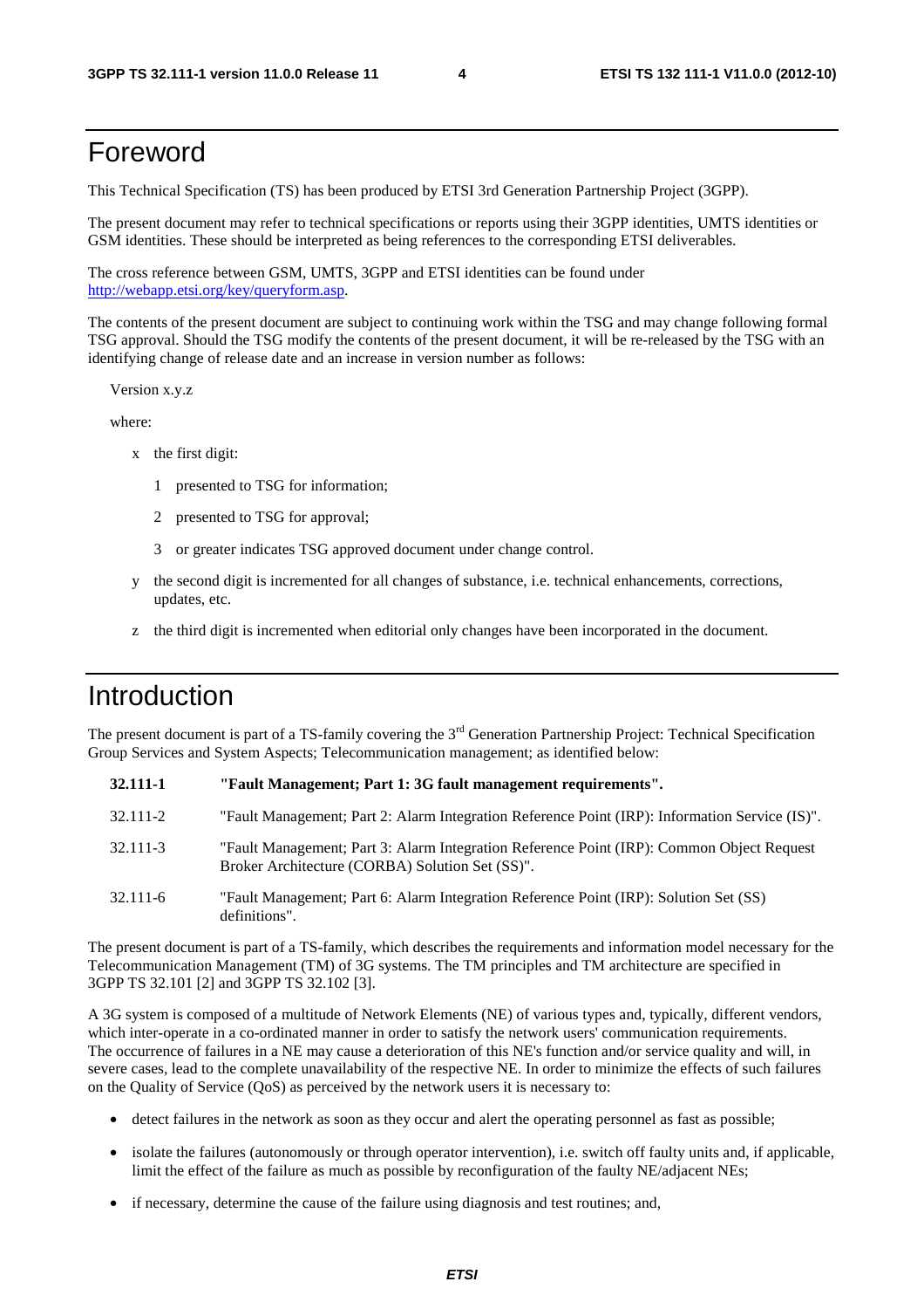# Foreword

This Technical Specification (TS) has been produced by ETSI 3rd Generation Partnership Project (3GPP).

The present document may refer to technical specifications or reports using their 3GPP identities, UMTS identities or GSM identities. These should be interpreted as being references to the corresponding ETSI deliverables.

The cross reference between GSM, UMTS, 3GPP and ETSI identities can be found under http://webapp.etsi.org/key/queryform.asp.

The contents of the present document are subject to continuing work within the TSG and may change following formal TSG approval. Should the TSG modify the contents of the present document, it will be re-released by the TSG with an identifying change of release date and an increase in version number as follows:

Version x.y.z

where:

- x the first digit:
  - 1 presented to TSG for information;
  - 2 presented to TSG for approval;
  - 3 or greater indicates TSG approved document under change control.
- y the second digit is incremented for all changes of substance, i.e. technical enhancements, corrections, updates, etc.
- z the third digit is incremented when editorial only changes have been incorporated in the document.

# Introduction

The present document is part of a TS-family covering the 3rd Generation Partnership Project: Technical Specification Group Services and System Aspects; Telecommunication management; as identified below:

**32.111-1** **"Fault Management; Part 1: 3G fault management requirements".**

32.111-2 "Fault Management; Part 2: Alarm Integration Reference Point (IRP): Information Service (IS)".

32.111-3 "Fault Management; Part 3: Alarm Integration Reference Point (IRP): Common Object Request Broker Architecture (CORBA) Solution Set (SS)".

32.111-6 "Fault Management; Part 6: Alarm Integration Reference Point (IRP): Solution Set (SS) definitions".

The present document is part of a TS-family, which describes the requirements and information model necessary for the Telecommunication Management (TM) of 3G systems. The TM principles and TM architecture are specified in 3GPP TS 32.101 [2] and 3GPP TS 32.102 [3].

A 3G system is composed of a multitude of Network Elements (NE) of various types and, typically, different vendors, which inter-operate in a co-ordinated manner in order to satisfy the network users' communication requirements. The occurrence of failures in a NE may cause a deterioration of this NE's function and/or service quality and will, in severe cases, lead to the complete unavailability of the respective NE. In order to minimize the effects of such failures on the Quality of Service (QoS) as perceived by the network users it is necessary to:

- detect failures in the network as soon as they occur and alert the operating personnel as fast as possible;
- isolate the failures (autonomously or through operator intervention), i.e. switch off faulty units and, if applicable, limit the effect of the failure as much as possible by reconfiguration of the faulty NE/adjacent NEs;
- if necessary, determine the cause of the failure using diagnosis and test routines; and,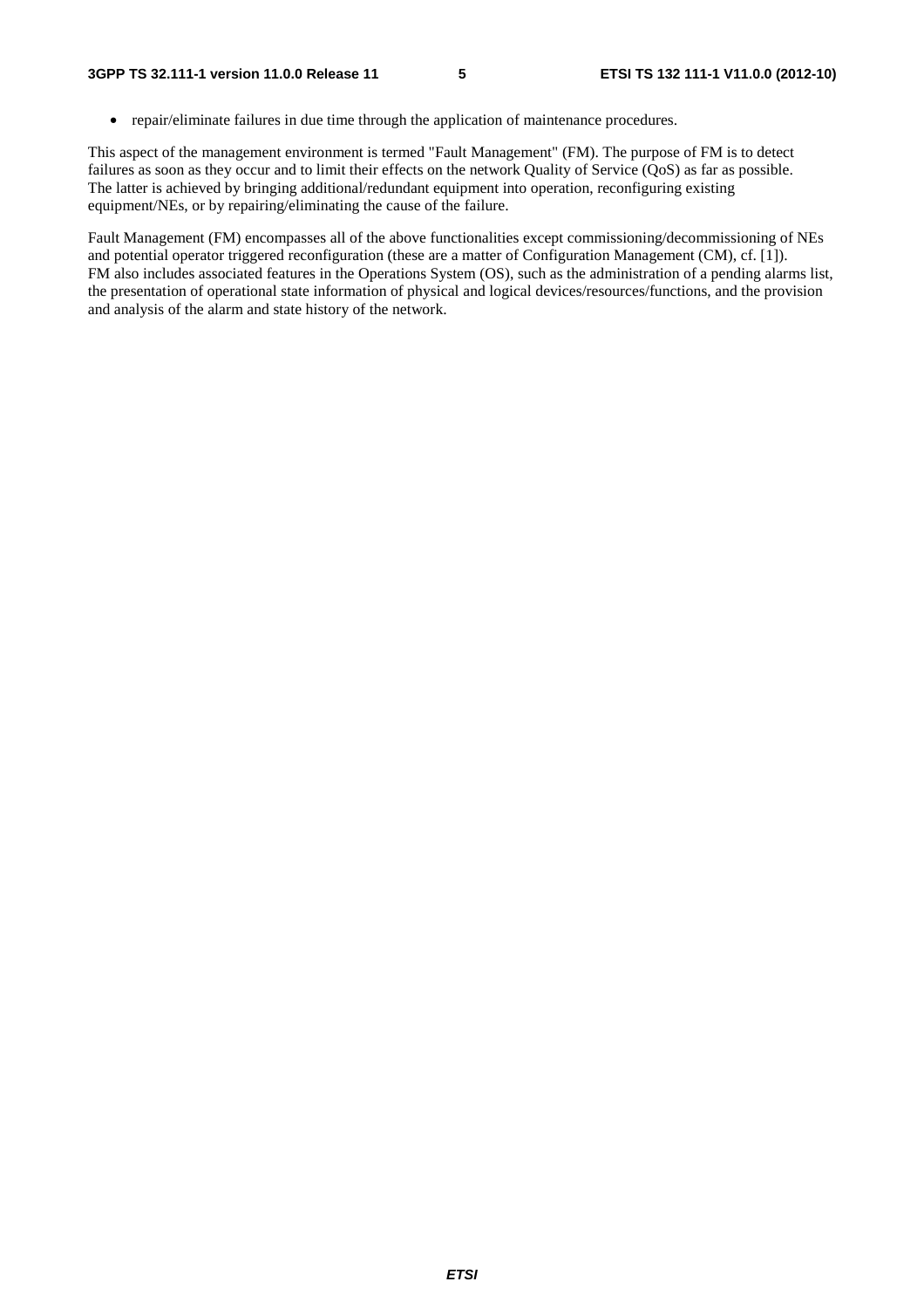- repair/eliminate failures in due time through the application of maintenance procedures.

This aspect of the management environment is termed "Fault Management" (FM). The purpose of FM is to detect failures as soon as they occur and to limit their effects on the network Quality of Service (QoS) as far as possible. The latter is achieved by bringing additional/redundant equipment into operation, reconfiguring existing equipment/NEs, or by repairing/eliminating the cause of the failure.

Fault Management (FM) encompasses all of the above functionalities except commissioning/decommissioning of NEs and potential operator triggered reconfiguration (these are a matter of Configuration Management (CM), cf. [1]). FM also includes associated features in the Operations System (OS), such as the administration of a pending alarms list, the presentation of operational state information of physical and logical devices/resources/functions, and the provision and analysis of the alarm and state history of the network.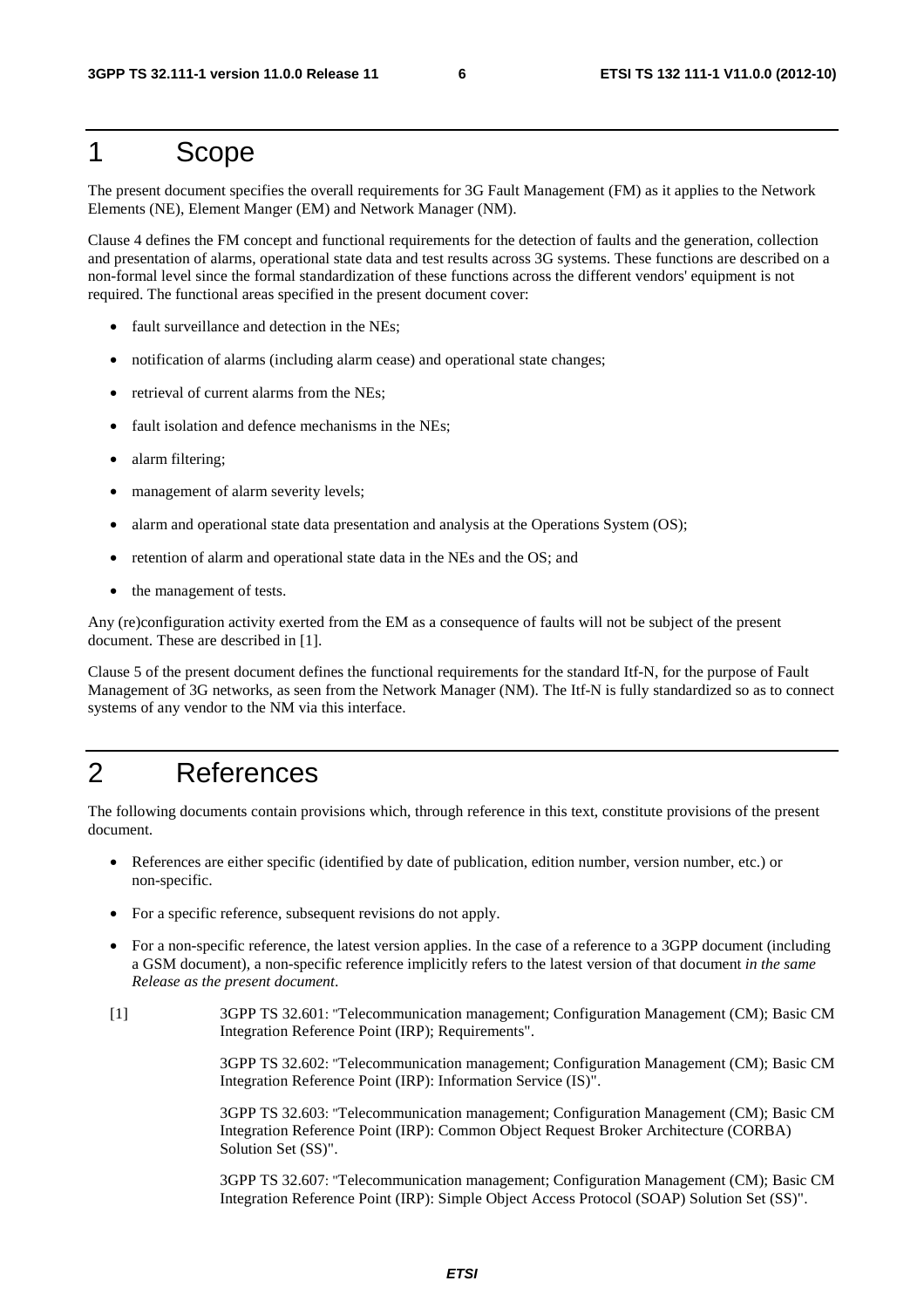# 1 Scope

The present document specifies the overall requirements for 3G Fault Management (FM) as it applies to the Network Elements (NE), Element Manger (EM) and Network Manager (NM).

Clause 4 defines the FM concept and functional requirements for the detection of faults and the generation, collection and presentation of alarms, operational state data and test results across 3G systems. These functions are described on a non-formal level since the formal standardization of these functions across the different vendors' equipment is not required. The functional areas specified in the present document cover:

- fault surveillance and detection in the NEs;
- notification of alarms (including alarm cease) and operational state changes;
- retrieval of current alarms from the NEs;
- fault isolation and defence mechanisms in the NEs;
- alarm filtering;
- management of alarm severity levels;
- alarm and operational state data presentation and analysis at the Operations System (OS);
- retention of alarm and operational state data in the NEs and the OS; and
- the management of tests.

Any (re)configuration activity exerted from the EM as a consequence of faults will not be subject of the present document. These are described in [1].

Clause 5 of the present document defines the functional requirements for the standard Itf-N, for the purpose of Fault Management of 3G networks, as seen from the Network Manager (NM). The Itf-N is fully standardized so as to connect systems of any vendor to the NM via this interface.

# 2 References

The following documents contain provisions which, through reference in this text, constitute provisions of the present document.

- References are either specific (identified by date of publication, edition number, version number, etc.) or non-specific.
- For a specific reference, subsequent revisions do not apply.
- For a non-specific reference, the latest version applies. In the case of a reference to a 3GPP document (including a GSM document), a non-specific reference implicitly refers to the latest version of that document *in the same Release as the present document*.

[1] 3GPP TS 32.601: "Telecommunication management; Configuration Management (CM); Basic CM Integration Reference Point (IRP); Requirements".

3GPP TS 32.602: "Telecommunication management; Configuration Management (CM); Basic CM Integration Reference Point (IRP): Information Service (IS)".

3GPP TS 32.603: "Telecommunication management; Configuration Management (CM); Basic CM Integration Reference Point (IRP): Common Object Request Broker Architecture (CORBA) Solution Set (SS)".

3GPP TS 32.607: "Telecommunication management; Configuration Management (CM); Basic CM Integration Reference Point (IRP): Simple Object Access Protocol (SOAP) Solution Set (SS)".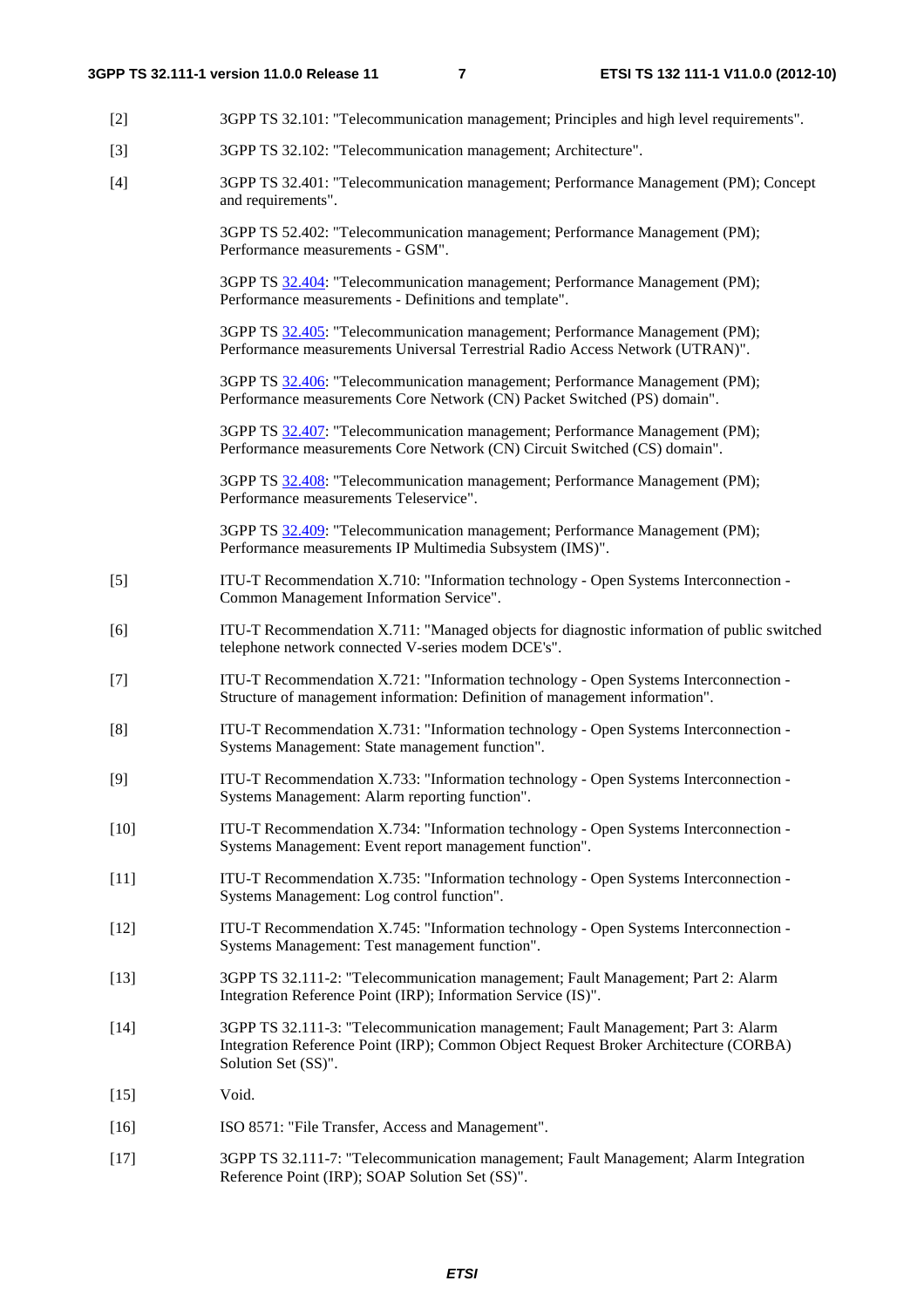[2] 3GPP TS 32.101: "Telecommunication management; Principles and high level requirements".

[3] 3GPP TS 32.102: "Telecommunication management; Architecture".

[4] 3GPP TS 32.401: "Telecommunication management; Performance Management (PM); Concept and requirements".

3GPP TS 52.402: "Telecommunication management; Performance Management (PM); Performance measurements - GSM".

3GPP TS 32.404: "Telecommunication management; Performance Management (PM); Performance measurements - Definitions and template".

3GPP TS 32.405: "Telecommunication management; Performance Management (PM); Performance measurements Universal Terrestrial Radio Access Network (UTRAN)".

3GPP TS 32.406: "Telecommunication management; Performance Management (PM); Performance measurements Core Network (CN) Packet Switched (PS) domain".

3GPP TS 32.407: "Telecommunication management; Performance Management (PM); Performance measurements Core Network (CN) Circuit Switched (CS) domain".

3GPP TS 32.408: "Telecommunication management; Performance Management (PM); Performance measurements Teleservice".

3GPP TS 32.409: "Telecommunication management; Performance Management (PM); Performance measurements IP Multimedia Subsystem (IMS)".

[5] ITU-T Recommendation X.710: "Information technology - Open Systems Interconnection - Common Management Information Service".

[6] ITU-T Recommendation X.711: "Managed objects for diagnostic information of public switched telephone network connected V-series modem DCE's".

[7] ITU-T Recommendation X.721: "Information technology - Open Systems Interconnection - Structure of management information: Definition of management information".

[8] ITU-T Recommendation X.731: "Information technology - Open Systems Interconnection - Systems Management: State management function".

[9] ITU-T Recommendation X.733: "Information technology - Open Systems Interconnection - Systems Management: Alarm reporting function".

[10] ITU-T Recommendation X.734: "Information technology - Open Systems Interconnection - Systems Management: Event report management function".

[11] ITU-T Recommendation X.735: "Information technology - Open Systems Interconnection - Systems Management: Log control function".

[12] ITU-T Recommendation X.745: "Information technology - Open Systems Interconnection - Systems Management: Test management function".

[13] 3GPP TS 32.111-2: "Telecommunication management; Fault Management; Part 2: Alarm Integration Reference Point (IRP); Information Service (IS)".

[14] 3GPP TS 32.111-3: "Telecommunication management; Fault Management; Part 3: Alarm Integration Reference Point (IRP); Common Object Request Broker Architecture (CORBA) Solution Set (SS)".

[15] Void.

[16] ISO 8571: "File Transfer, Access and Management".

[17] 3GPP TS 32.111-7: "Telecommunication management; Fault Management; Alarm Integration Reference Point (IRP); SOAP Solution Set (SS)".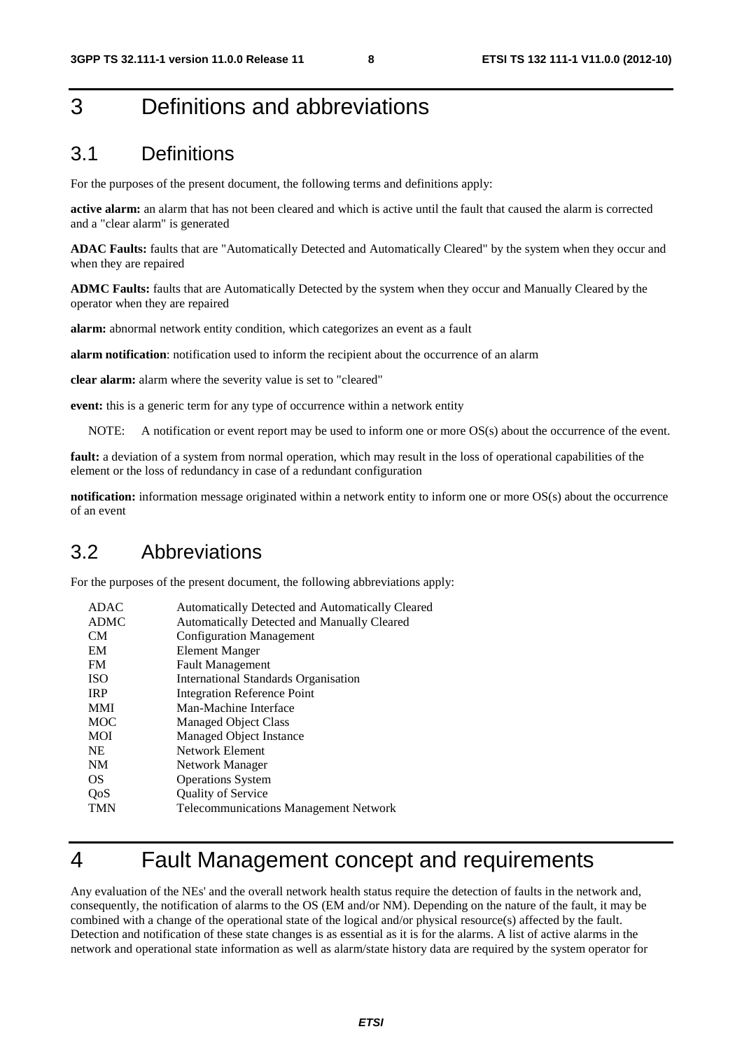# 3 Definitions and abbreviations

## 3.1 Definitions

For the purposes of the present document, the following terms and definitions apply:

**active alarm:** an alarm that has not been cleared and which is active until the fault that caused the alarm is corrected and a "clear alarm" is generated

**ADAC Faults:** faults that are "Automatically Detected and Automatically Cleared" by the system when they occur and when they are repaired

**ADMC Faults:** faults that are Automatically Detected by the system when they occur and Manually Cleared by the operator when they are repaired

**alarm:** abnormal network entity condition, which categorizes an event as a fault

**alarm notification**: notification used to inform the recipient about the occurrence of an alarm

**clear alarm:** alarm where the severity value is set to "cleared"

**event:** this is a generic term for any type of occurrence within a network entity

NOTE: A notification or event report may be used to inform one or more OS(s) about the occurrence of the event.

**fault:** a deviation of a system from normal operation, which may result in the loss of operational capabilities of the element or the loss of redundancy in case of a redundant configuration

**notification:** information message originated within a network entity to inform one or more OS(s) about the occurrence of an event

## 3.2 Abbreviations

For the purposes of the present document, the following abbreviations apply:

| | |
|---|---|
| ADAC | Automatically Detected and Automatically Cleared |
| ADMC | Automatically Detected and Manually Cleared |
| CM | Configuration Management |
| EM | Element Manger |
| FM | Fault Management |
| ISO | International Standards Organisation |
| IRP | Integration Reference Point |
| MMI | Man-Machine Interface |
| MOC | Managed Object Class |
| MOI | Managed Object Instance |
| NE | Network Element |
| NM | Network Manager |
| OS | Operations System |
| QoS | Quality of Service |
| TMN | Telecommunications Management Network |

# 4 Fault Management concept and requirements

Any evaluation of the NEs' and the overall network health status require the detection of faults in the network and, consequently, the notification of alarms to the OS (EM and/or NM). Depending on the nature of the fault, it may be combined with a change of the operational state of the logical and/or physical resource(s) affected by the fault. Detection and notification of these state changes is as essential as it is for the alarms. A list of active alarms in the network and operational state information as well as alarm/state history data are required by the system operator for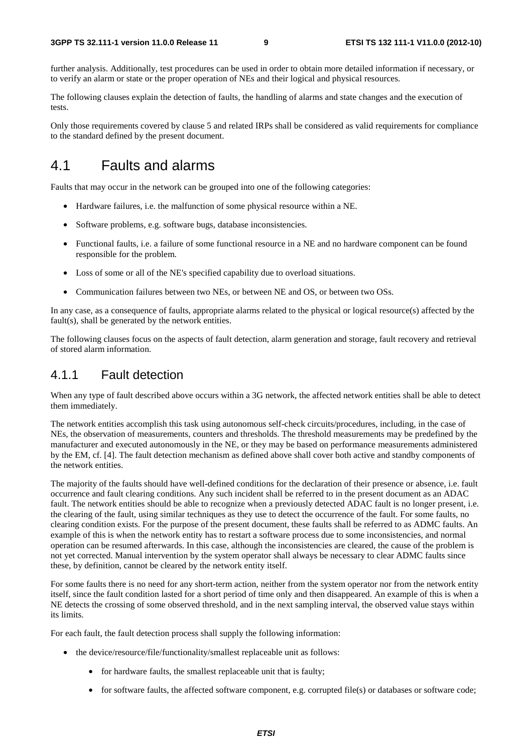further analysis. Additionally, test procedures can be used in order to obtain more detailed information if necessary, or to verify an alarm or state or the proper operation of NEs and their logical and physical resources.

The following clauses explain the detection of faults, the handling of alarms and state changes and the execution of tests.

Only those requirements covered by clause 5 and related IRPs shall be considered as valid requirements for compliance to the standard defined by the present document.

# 4.1 Faults and alarms

Faults that may occur in the network can be grouped into one of the following categories:

- Hardware failures, i.e. the malfunction of some physical resource within a NE.
- Software problems, e.g. software bugs, database inconsistencies.
- Functional faults, i.e. a failure of some functional resource in a NE and no hardware component can be found responsible for the problem.
- Loss of some or all of the NE's specified capability due to overload situations.
- Communication failures between two NEs, or between NE and OS, or between two OSs.

In any case, as a consequence of faults, appropriate alarms related to the physical or logical resource(s) affected by the fault(s), shall be generated by the network entities.

The following clauses focus on the aspects of fault detection, alarm generation and storage, fault recovery and retrieval of stored alarm information.

## 4.1.1 Fault detection

When any type of fault described above occurs within a 3G network, the affected network entities shall be able to detect them immediately.

The network entities accomplish this task using autonomous self-check circuits/procedures, including, in the case of NEs, the observation of measurements, counters and thresholds. The threshold measurements may be predefined by the manufacturer and executed autonomously in the NE, or they may be based on performance measurements administered by the EM, cf. [4]. The fault detection mechanism as defined above shall cover both active and standby components of the network entities.

The majority of the faults should have well-defined conditions for the declaration of their presence or absence, i.e. fault occurrence and fault clearing conditions. Any such incident shall be referred to in the present document as an ADAC fault. The network entities should be able to recognize when a previously detected ADAC fault is no longer present, i.e. the clearing of the fault, using similar techniques as they use to detect the occurrence of the fault. For some faults, no clearing condition exists. For the purpose of the present document, these faults shall be referred to as ADMC faults. An example of this is when the network entity has to restart a software process due to some inconsistencies, and normal operation can be resumed afterwards. In this case, although the inconsistencies are cleared, the cause of the problem is not yet corrected. Manual intervention by the system operator shall always be necessary to clear ADMC faults since these, by definition, cannot be cleared by the network entity itself.

For some faults there is no need for any short-term action, neither from the system operator nor from the network entity itself, since the fault condition lasted for a short period of time only and then disappeared. An example of this is when a NE detects the crossing of some observed threshold, and in the next sampling interval, the observed value stays within its limits.

For each fault, the fault detection process shall supply the following information:

- the device/resource/file/functionality/smallest replaceable unit as follows:
    - for hardware faults, the smallest replaceable unit that is faulty;
    - for software faults, the affected software component, e.g. corrupted file(s) or databases or software code;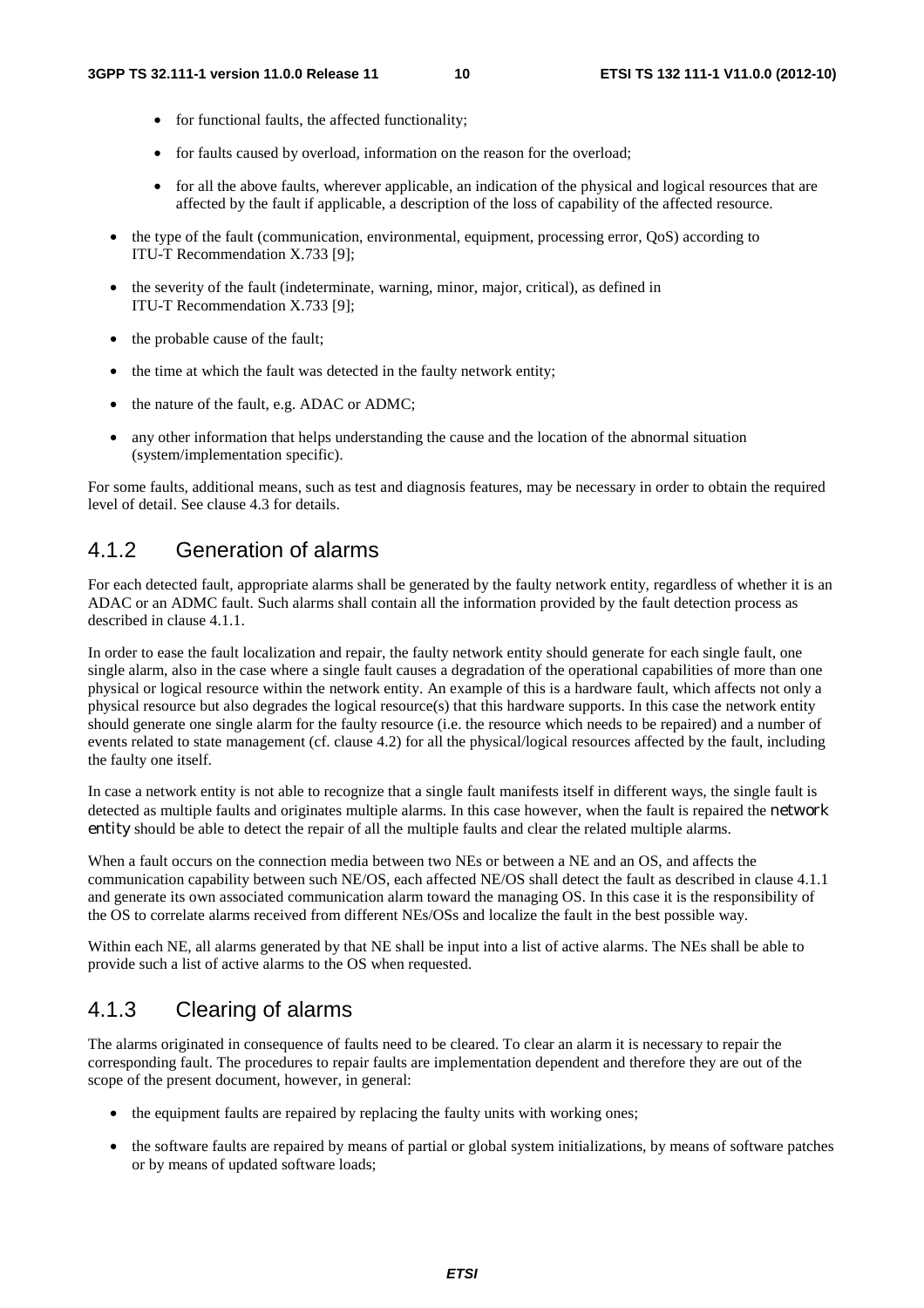- for functional faults, the affected functionality;
  - for faults caused by overload, information on the reason for the overload;
  - for all the above faults, wherever applicable, an indication of the physical and logical resources that are affected by the fault if applicable, a description of the loss of capability of the affected resource.
- the type of the fault (communication, environmental, equipment, processing error, QoS) according to ITU-T Recommendation X.733 [9];
- the severity of the fault (indeterminate, warning, minor, major, critical), as defined in ITU-T Recommendation X.733 [9];
- the probable cause of the fault;
- the time at which the fault was detected in the faulty network entity;
- the nature of the fault, e.g. ADAC or ADMC;
- any other information that helps understanding the cause and the location of the abnormal situation (system/implementation specific).

For some faults, additional means, such as test and diagnosis features, may be necessary in order to obtain the required level of detail. See clause 4.3 for details.

### 4.1.2 Generation of alarms

For each detected fault, appropriate alarms shall be generated by the faulty network entity, regardless of whether it is an ADAC or an ADMC fault. Such alarms shall contain all the information provided by the fault detection process as described in clause 4.1.1.

In order to ease the fault localization and repair, the faulty network entity should generate for each single fault, one single alarm, also in the case where a single fault causes a degradation of the operational capabilities of more than one physical or logical resource within the network entity. An example of this is a hardware fault, which affects not only a physical resource but also degrades the logical resource(s) that this hardware supports. In this case the network entity should generate one single alarm for the faulty resource (i.e. the resource which needs to be repaired) and a number of events related to state management (cf. clause 4.2) for all the physical/logical resources affected by the fault, including the faulty one itself.

In case a network entity is not able to recognize that a single fault manifests itself in different ways, the single fault is detected as multiple faults and originates multiple alarms. In this case however, when the fault is repaired the network entity should be able to detect the repair of all the multiple faults and clear the related multiple alarms.

When a fault occurs on the connection media between two NEs or between a NE and an OS, and affects the communication capability between such NE/OS, each affected NE/OS shall detect the fault as described in clause 4.1.1 and generate its own associated communication alarm toward the managing OS. In this case it is the responsibility of the OS to correlate alarms received from different NEs/OSs and localize the fault in the best possible way.

Within each NE, all alarms generated by that NE shall be input into a list of active alarms. The NEs shall be able to provide such a list of active alarms to the OS when requested.

### 4.1.3 Clearing of alarms

The alarms originated in consequence of faults need to be cleared. To clear an alarm it is necessary to repair the corresponding fault. The procedures to repair faults are implementation dependent and therefore they are out of the scope of the present document, however, in general:

- the equipment faults are repaired by replacing the faulty units with working ones;
- the software faults are repaired by means of partial or global system initializations, by means of software patches or by means of updated software loads;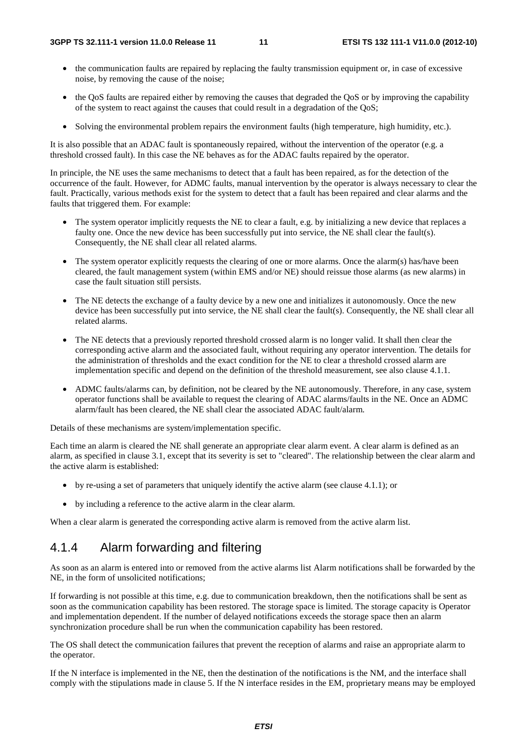- the communication faults are repaired by replacing the faulty transmission equipment or, in case of excessive noise, by removing the cause of the noise;
- the QoS faults are repaired either by removing the causes that degraded the QoS or by improving the capability of the system to react against the causes that could result in a degradation of the QoS;
- Solving the environmental problem repairs the environment faults (high temperature, high humidity, etc.).

It is also possible that an ADAC fault is spontaneously repaired, without the intervention of the operator (e.g. a threshold crossed fault). In this case the NE behaves as for the ADAC faults repaired by the operator.

In principle, the NE uses the same mechanisms to detect that a fault has been repaired, as for the detection of the occurrence of the fault. However, for ADMC faults, manual intervention by the operator is always necessary to clear the fault. Practically, various methods exist for the system to detect that a fault has been repaired and clear alarms and the faults that triggered them. For example:

- The system operator implicitly requests the NE to clear a fault, e.g. by initializing a new device that replaces a faulty one. Once the new device has been successfully put into service, the NE shall clear the fault(s). Consequently, the NE shall clear all related alarms.
- The system operator explicitly requests the clearing of one or more alarms. Once the alarm(s) has/have been cleared, the fault management system (within EMS and/or NE) should reissue those alarms (as new alarms) in case the fault situation still persists.
- The NE detects the exchange of a faulty device by a new one and initializes it autonomously. Once the new device has been successfully put into service, the NE shall clear the fault(s). Consequently, the NE shall clear all related alarms.
- The NE detects that a previously reported threshold crossed alarm is no longer valid. It shall then clear the corresponding active alarm and the associated fault, without requiring any operator intervention. The details for the administration of thresholds and the exact condition for the NE to clear a threshold crossed alarm are implementation specific and depend on the definition of the threshold measurement, see also clause 4.1.1.
- ADMC faults/alarms can, by definition, not be cleared by the NE autonomously. Therefore, in any case, system operator functions shall be available to request the clearing of ADAC alarms/faults in the NE. Once an ADMC alarm/fault has been cleared, the NE shall clear the associated ADAC fault/alarm.

Details of these mechanisms are system/implementation specific.

Each time an alarm is cleared the NE shall generate an appropriate clear alarm event. A clear alarm is defined as an alarm, as specified in clause 3.1, except that its severity is set to "cleared". The relationship between the clear alarm and the active alarm is established:

- by re-using a set of parameters that uniquely identify the active alarm (see clause 4.1.1); or
- by including a reference to the active alarm in the clear alarm.

When a clear alarm is generated the corresponding active alarm is removed from the active alarm list.

### 4.1.4 Alarm forwarding and filtering

As soon as an alarm is entered into or removed from the active alarms list Alarm notifications shall be forwarded by the NE, in the form of unsolicited notifications;

If forwarding is not possible at this time, e.g. due to communication breakdown, then the notifications shall be sent as soon as the communication capability has been restored. The storage space is limited. The storage capacity is Operator and implementation dependent. If the number of delayed notifications exceeds the storage space then an alarm synchronization procedure shall be run when the communication capability has been restored.

The OS shall detect the communication failures that prevent the reception of alarms and raise an appropriate alarm to the operator.

If the N interface is implemented in the NE, then the destination of the notifications is the NM, and the interface shall comply with the stipulations made in clause 5. If the N interface resides in the EM, proprietary means may be employed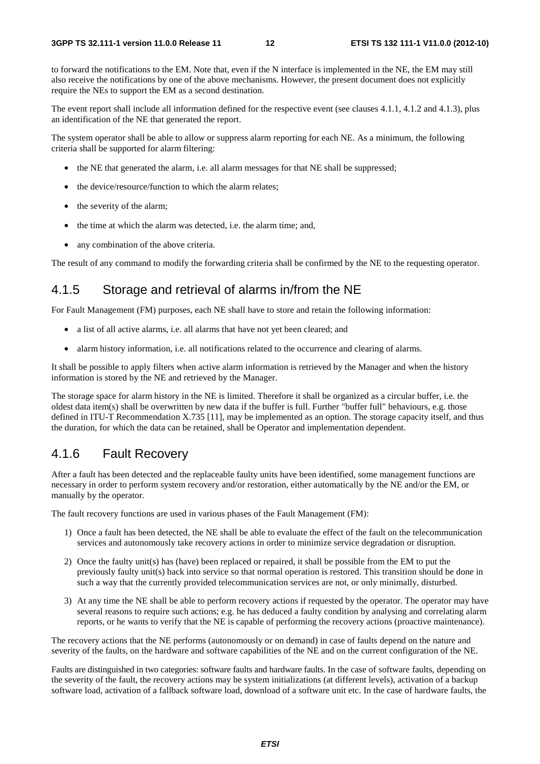to forward the notifications to the EM. Note that, even if the N interface is implemented in the NE, the EM may still also receive the notifications by one of the above mechanisms. However, the present document does not explicitly require the NEs to support the EM as a second destination.

The event report shall include all information defined for the respective event (see clauses 4.1.1, 4.1.2 and 4.1.3), plus an identification of the NE that generated the report.

The system operator shall be able to allow or suppress alarm reporting for each NE. As a minimum, the following criteria shall be supported for alarm filtering:

- the NE that generated the alarm, i.e. all alarm messages for that NE shall be suppressed;
- the device/resource/function to which the alarm relates;
- the severity of the alarm;
- the time at which the alarm was detected, i.e. the alarm time; and,
- any combination of the above criteria.

The result of any command to modify the forwarding criteria shall be confirmed by the NE to the requesting operator.

### 4.1.5 Storage and retrieval of alarms in/from the NE

For Fault Management (FM) purposes, each NE shall have to store and retain the following information:

- a list of all active alarms, i.e. all alarms that have not yet been cleared; and
- alarm history information, i.e. all notifications related to the occurrence and clearing of alarms.

It shall be possible to apply filters when active alarm information is retrieved by the Manager and when the history information is stored by the NE and retrieved by the Manager.

The storage space for alarm history in the NE is limited. Therefore it shall be organized as a circular buffer, i.e. the oldest data item(s) shall be overwritten by new data if the buffer is full. Further "buffer full" behaviours, e.g. those defined in ITU-T Recommendation X.735 [11], may be implemented as an option. The storage capacity itself, and thus the duration, for which the data can be retained, shall be Operator and implementation dependent.

### 4.1.6 Fault Recovery

After a fault has been detected and the replaceable faulty units have been identified, some management functions are necessary in order to perform system recovery and/or restoration, either automatically by the NE and/or the EM, or manually by the operator.

The fault recovery functions are used in various phases of the Fault Management (FM):

1) Once a fault has been detected, the NE shall be able to evaluate the effect of the fault on the telecommunication services and autonomously take recovery actions in order to minimize service degradation or disruption.
2) Once the faulty unit(s) has (have) been replaced or repaired, it shall be possible from the EM to put the previously faulty unit(s) back into service so that normal operation is restored. This transition should be done in such a way that the currently provided telecommunication services are not, or only minimally, disturbed.
3) At any time the NE shall be able to perform recovery actions if requested by the operator. The operator may have several reasons to require such actions; e.g. he has deduced a faulty condition by analysing and correlating alarm reports, or he wants to verify that the NE is capable of performing the recovery actions (proactive maintenance).

The recovery actions that the NE performs (autonomously or on demand) in case of faults depend on the nature and severity of the faults, on the hardware and software capabilities of the NE and on the current configuration of the NE.

Faults are distinguished in two categories: software faults and hardware faults. In the case of software faults, depending on the severity of the fault, the recovery actions may be system initializations (at different levels), activation of a backup software load, activation of a fallback software load, download of a software unit etc. In the case of hardware faults, the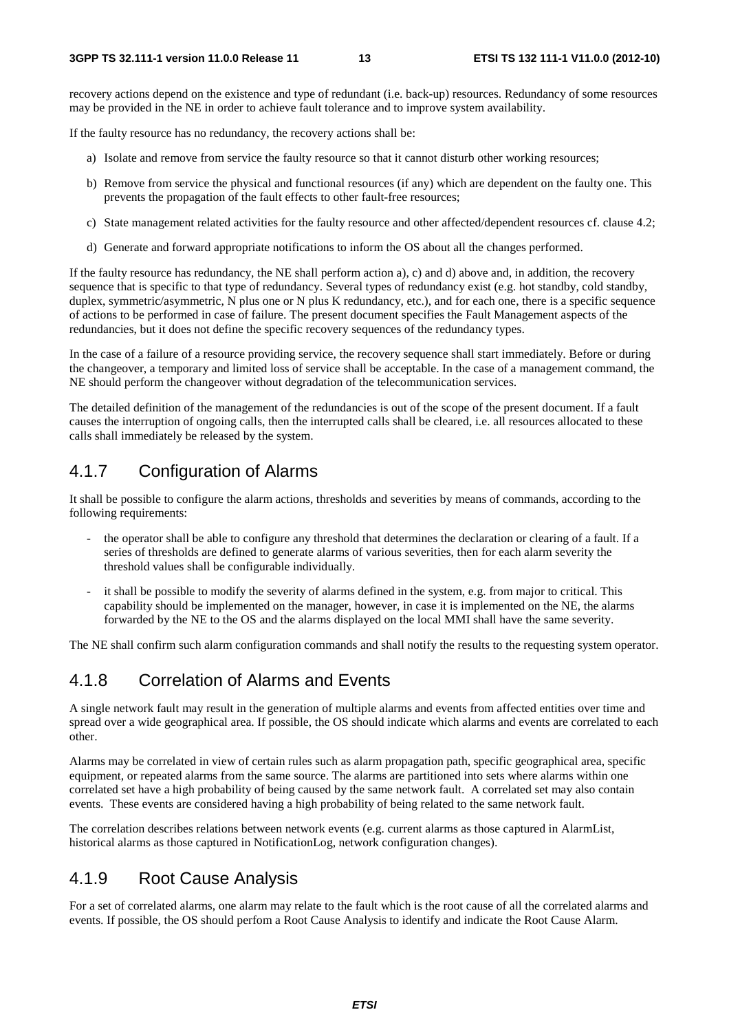recovery actions depend on the existence and type of redundant (i.e. back-up) resources. Redundancy of some resources may be provided in the NE in order to achieve fault tolerance and to improve system availability.

If the faulty resource has no redundancy, the recovery actions shall be:

a) Isolate and remove from service the faulty resource so that it cannot disturb other working resources;

b) Remove from service the physical and functional resources (if any) which are dependent on the faulty one. This prevents the propagation of the fault effects to other fault-free resources;

c) State management related activities for the faulty resource and other affected/dependent resources cf. clause 4.2;

d) Generate and forward appropriate notifications to inform the OS about all the changes performed.

If the faulty resource has redundancy, the NE shall perform action a), c) and d) above and, in addition, the recovery sequence that is specific to that type of redundancy. Several types of redundancy exist (e.g. hot standby, cold standby, duplex, symmetric/asymmetric, N plus one or N plus K redundancy, etc.), and for each one, there is a specific sequence of actions to be performed in case of failure. The present document specifies the Fault Management aspects of the redundancies, but it does not define the specific recovery sequences of the redundancy types.

In the case of a failure of a resource providing service, the recovery sequence shall start immediately. Before or during the changeover, a temporary and limited loss of service shall be acceptable. In the case of a management command, the NE should perform the changeover without degradation of the telecommunication services.

The detailed definition of the management of the redundancies is out of the scope of the present document. If a fault causes the interruption of ongoing calls, then the interrupted calls shall be cleared, i.e. all resources allocated to these calls shall immediately be released by the system.

## 4.1.7 Configuration of Alarms

It shall be possible to configure the alarm actions, thresholds and severities by means of commands, according to the following requirements:

- the operator shall be able to configure any threshold that determines the declaration or clearing of a fault. If a series of thresholds are defined to generate alarms of various severities, then for each alarm severity the threshold values shall be configurable individually.
- it shall be possible to modify the severity of alarms defined in the system, e.g. from major to critical. This capability should be implemented on the manager, however, in case it is implemented on the NE, the alarms forwarded by the NE to the OS and the alarms displayed on the local MMI shall have the same severity.

The NE shall confirm such alarm configuration commands and shall notify the results to the requesting system operator.

## 4.1.8 Correlation of Alarms and Events

A single network fault may result in the generation of multiple alarms and events from affected entities over time and spread over a wide geographical area. If possible, the OS should indicate which alarms and events are correlated to each other.

Alarms may be correlated in view of certain rules such as alarm propagation path, specific geographical area, specific equipment, or repeated alarms from the same source. The alarms are partitioned into sets where alarms within one correlated set have a high probability of being caused by the same network fault. A correlated set may also contain events. These events are considered having a high probability of being related to the same network fault.

The correlation describes relations between network events (e.g. current alarms as those captured in AlarmList, historical alarms as those captured in NotificationLog, network configuration changes).

## 4.1.9 Root Cause Analysis

For a set of correlated alarms, one alarm may relate to the fault which is the root cause of all the correlated alarms and events. If possible, the OS should perfom a Root Cause Analysis to identify and indicate the Root Cause Alarm.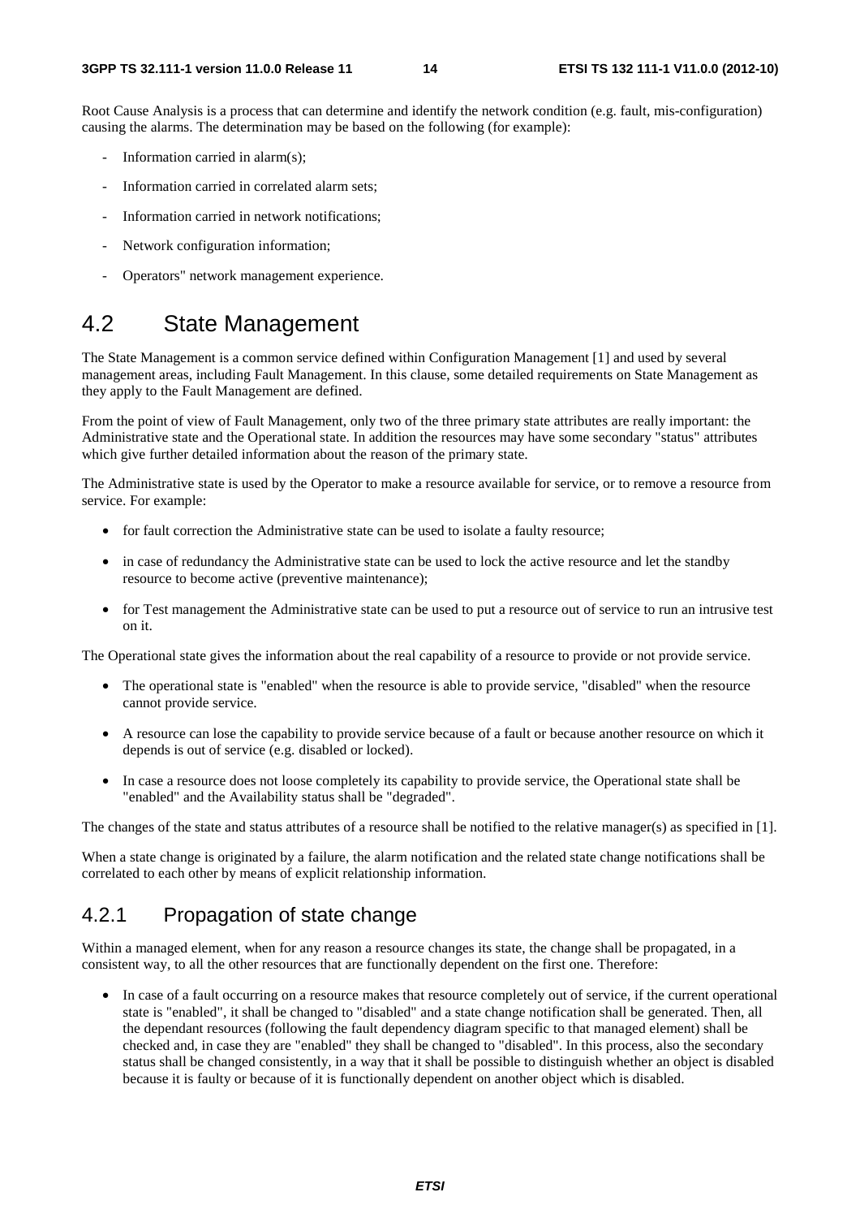Root Cause Analysis is a process that can determine and identify the network condition (e.g. fault, mis-configuration) causing the alarms. The determination may be based on the following (for example):

- Information carried in alarm(s);
- Information carried in correlated alarm sets;
- Information carried in network notifications;
- Network configuration information;
- Operators" network management experience.

## 4.2 State Management

The State Management is a common service defined within Configuration Management [1] and used by several management areas, including Fault Management. In this clause, some detailed requirements on State Management as they apply to the Fault Management are defined.

From the point of view of Fault Management, only two of the three primary state attributes are really important: the Administrative state and the Operational state. In addition the resources may have some secondary "status" attributes which give further detailed information about the reason of the primary state.

The Administrative state is used by the Operator to make a resource available for service, or to remove a resource from service. For example:

- for fault correction the Administrative state can be used to isolate a faulty resource;
- in case of redundancy the Administrative state can be used to lock the active resource and let the standby resource to become active (preventive maintenance);
- for Test management the Administrative state can be used to put a resource out of service to run an intrusive test on it.

The Operational state gives the information about the real capability of a resource to provide or not provide service.

- The operational state is "enabled" when the resource is able to provide service, "disabled" when the resource cannot provide service.
- A resource can lose the capability to provide service because of a fault or because another resource on which it depends is out of service (e.g. disabled or locked).
- In case a resource does not loose completely its capability to provide service, the Operational state shall be "enabled" and the Availability status shall be "degraded".

The changes of the state and status attributes of a resource shall be notified to the relative manager(s) as specified in [1].

When a state change is originated by a failure, the alarm notification and the related state change notifications shall be correlated to each other by means of explicit relationship information.

### 4.2.1 Propagation of state change

Within a managed element, when for any reason a resource changes its state, the change shall be propagated, in a consistent way, to all the other resources that are functionally dependent on the first one. Therefore:

- In case of a fault occurring on a resource makes that resource completely out of service, if the current operational state is "enabled", it shall be changed to "disabled" and a state change notification shall be generated. Then, all the dependant resources (following the fault dependency diagram specific to that managed element) shall be checked and, in case they are "enabled" they shall be changed to "disabled". In this process, also the secondary status shall be changed consistently, in a way that it shall be possible to distinguish whether an object is disabled because it is faulty or because of it is functionally dependent on another object which is disabled.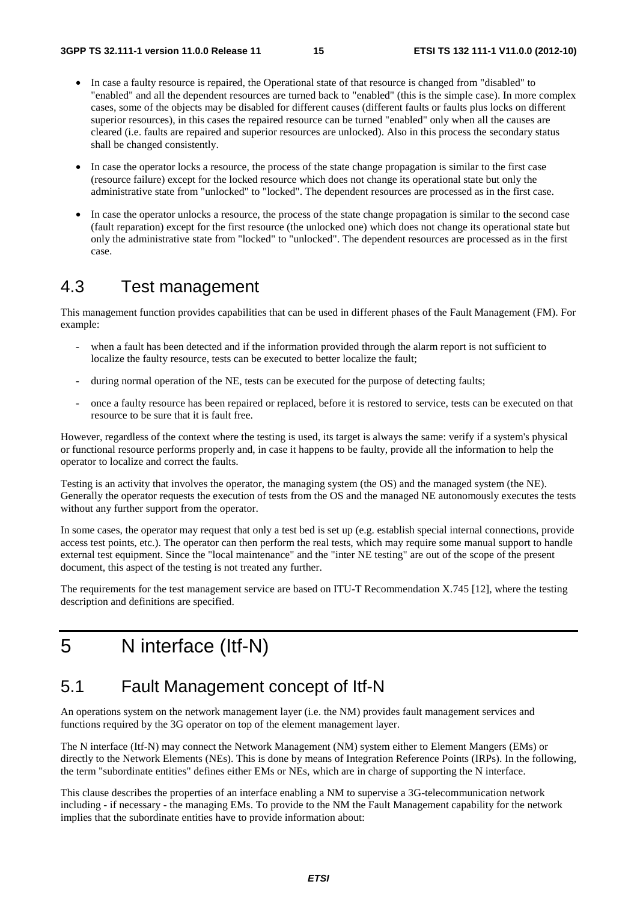- In case a faulty resource is repaired, the Operational state of that resource is changed from "disabled" to "enabled" and all the dependent resources are turned back to "enabled" (this is the simple case). In more complex cases, some of the objects may be disabled for different causes (different faults or faults plus locks on different superior resources), in this cases the repaired resource can be turned "enabled" only when all the causes are cleared (i.e. faults are repaired and superior resources are unlocked). Also in this process the secondary status shall be changed consistently.

- In case the operator locks a resource, the process of the state change propagation is similar to the first case (resource failure) except for the locked resource which does not change its operational state but only the administrative state from "unlocked" to "locked". The dependent resources are processed as in the first case.

- In case the operator unlocks a resource, the process of the state change propagation is similar to the second case (fault reparation) except for the first resource (the unlocked one) which does not change its operational state but only the administrative state from "locked" to "unlocked". The dependent resources are processed as in the first case.

## 4.3 Test management

This management function provides capabilities that can be used in different phases of the Fault Management (FM). For example:

- when a fault has been detected and if the information provided through the alarm report is not sufficient to localize the faulty resource, tests can be executed to better localize the fault;
- during normal operation of the NE, tests can be executed for the purpose of detecting faults;
- once a faulty resource has been repaired or replaced, before it is restored to service, tests can be executed on that resource to be sure that it is fault free.

However, regardless of the context where the testing is used, its target is always the same: verify if a system's physical or functional resource performs properly and, in case it happens to be faulty, provide all the information to help the operator to localize and correct the faults.

Testing is an activity that involves the operator, the managing system (the OS) and the managed system (the NE). Generally the operator requests the execution of tests from the OS and the managed NE autonomously executes the tests without any further support from the operator.

In some cases, the operator may request that only a test bed is set up (e.g. establish special internal connections, provide access test points, etc.). The operator can then perform the real tests, which may require some manual support to handle external test equipment. Since the "local maintenance" and the "inter NE testing" are out of the scope of the present document, this aspect of the testing is not treated any further.

The requirements for the test management service are based on ITU-T Recommendation X.745 [12], where the testing description and definitions are specified.

# 5 N interface (Itf-N)

## 5.1 Fault Management concept of Itf-N

An operations system on the network management layer (i.e. the NM) provides fault management services and functions required by the 3G operator on top of the element management layer.

The N interface (Itf-N) may connect the Network Management (NM) system either to Element Mangers (EMs) or directly to the Network Elements (NEs). This is done by means of Integration Reference Points (IRPs). In the following, the term "subordinate entities" defines either EMs or NEs, which are in charge of supporting the N interface.

This clause describes the properties of an interface enabling a NM to supervise a 3G-telecommunication network including - if necessary - the managing EMs. To provide to the NM the Fault Management capability for the network implies that the subordinate entities have to provide information about: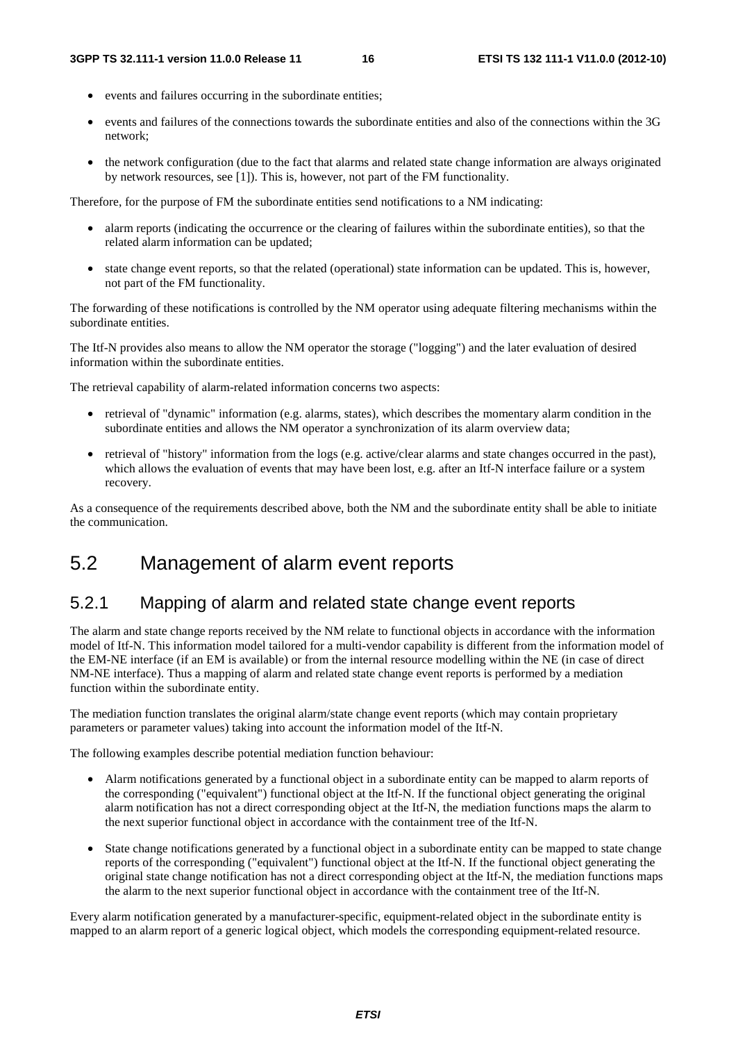- events and failures occurring in the subordinate entities;
- events and failures of the connections towards the subordinate entities and also of the connections within the 3G network;
- the network configuration (due to the fact that alarms and related state change information are always originated by network resources, see [1]). This is, however, not part of the FM functionality.

Therefore, for the purpose of FM the subordinate entities send notifications to a NM indicating:

- alarm reports (indicating the occurrence or the clearing of failures within the subordinate entities), so that the related alarm information can be updated;
- state change event reports, so that the related (operational) state information can be updated. This is, however, not part of the FM functionality.

The forwarding of these notifications is controlled by the NM operator using adequate filtering mechanisms within the subordinate entities.

The Itf-N provides also means to allow the NM operator the storage ("logging") and the later evaluation of desired information within the subordinate entities.

The retrieval capability of alarm-related information concerns two aspects:

- retrieval of "dynamic" information (e.g. alarms, states), which describes the momentary alarm condition in the subordinate entities and allows the NM operator a synchronization of its alarm overview data;
- retrieval of "history" information from the logs (e.g. active/clear alarms and state changes occurred in the past), which allows the evaluation of events that may have been lost, e.g. after an Itf-N interface failure or a system recovery.

As a consequence of the requirements described above, both the NM and the subordinate entity shall be able to initiate the communication.

# 5.2 Management of alarm event reports

## 5.2.1 Mapping of alarm and related state change event reports

The alarm and state change reports received by the NM relate to functional objects in accordance with the information model of Itf-N. This information model tailored for a multi-vendor capability is different from the information model of the EM-NE interface (if an EM is available) or from the internal resource modelling within the NE (in case of direct NM-NE interface). Thus a mapping of alarm and related state change event reports is performed by a mediation function within the subordinate entity.

The mediation function translates the original alarm/state change event reports (which may contain proprietary parameters or parameter values) taking into account the information model of the Itf-N.

The following examples describe potential mediation function behaviour:

- Alarm notifications generated by a functional object in a subordinate entity can be mapped to alarm reports of the corresponding ("equivalent") functional object at the Itf-N. If the functional object generating the original alarm notification has not a direct corresponding object at the Itf-N, the mediation functions maps the alarm to the next superior functional object in accordance with the containment tree of the Itf-N.
- State change notifications generated by a functional object in a subordinate entity can be mapped to state change reports of the corresponding ("equivalent") functional object at the Itf-N. If the functional object generating the original state change notification has not a direct corresponding object at the Itf-N, the mediation functions maps the alarm to the next superior functional object in accordance with the containment tree of the Itf-N.

Every alarm notification generated by a manufacturer-specific, equipment-related object in the subordinate entity is mapped to an alarm report of a generic logical object, which models the corresponding equipment-related resource.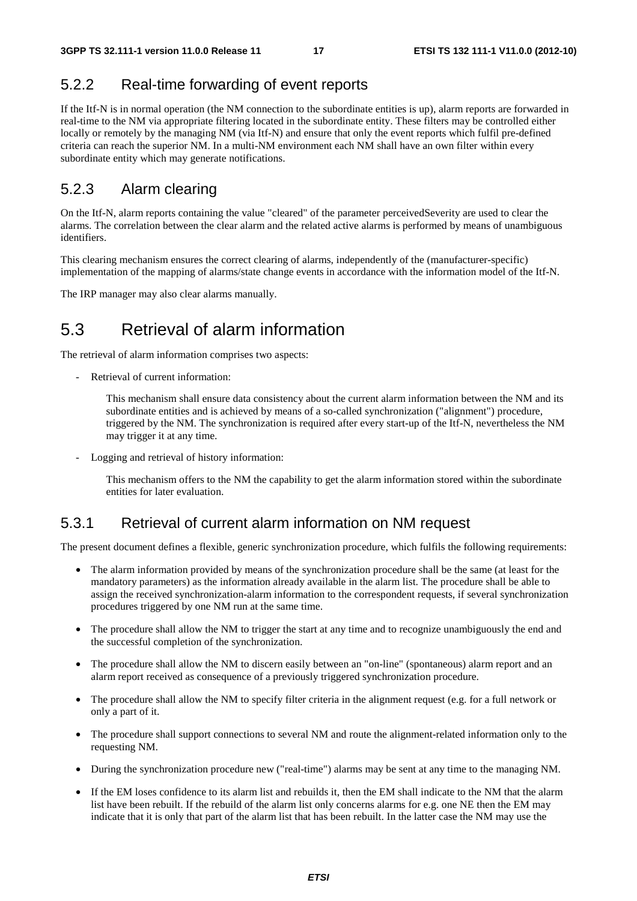### 5.2.2 Real-time forwarding of event reports

If the Itf-N is in normal operation (the NM connection to the subordinate entities is up), alarm reports are forwarded in real-time to the NM via appropriate filtering located in the subordinate entity. These filters may be controlled either locally or remotely by the managing NM (via Itf-N) and ensure that only the event reports which fulfil pre-defined criteria can reach the superior NM. In a multi-NM environment each NM shall have an own filter within every subordinate entity which may generate notifications.

### 5.2.3 Alarm clearing

On the Itf-N, alarm reports containing the value "cleared" of the parameter perceivedSeverity are used to clear the alarms. The correlation between the clear alarm and the related active alarms is performed by means of unambiguous identifiers.

This clearing mechanism ensures the correct clearing of alarms, independently of the (manufacturer-specific) implementation of the mapping of alarms/state change events in accordance with the information model of the Itf-N.

The IRP manager may also clear alarms manually.

## 5.3 Retrieval of alarm information

The retrieval of alarm information comprises two aspects:

- Retrieval of current information:

  This mechanism shall ensure data consistency about the current alarm information between the NM and its subordinate entities and is achieved by means of a so-called synchronization ("alignment") procedure, triggered by the NM. The synchronization is required after every start-up of the Itf-N, nevertheless the NM may trigger it at any time.

- Logging and retrieval of history information:

  This mechanism offers to the NM the capability to get the alarm information stored within the subordinate entities for later evaluation.

### 5.3.1 Retrieval of current alarm information on NM request

The present document defines a flexible, generic synchronization procedure, which fulfils the following requirements:

- The alarm information provided by means of the synchronization procedure shall be the same (at least for the mandatory parameters) as the information already available in the alarm list. The procedure shall be able to assign the received synchronization-alarm information to the correspondent requests, if several synchronization procedures triggered by one NM run at the same time.
- The procedure shall allow the NM to trigger the start at any time and to recognize unambiguously the end and the successful completion of the synchronization.
- The procedure shall allow the NM to discern easily between an "on-line" (spontaneous) alarm report and an alarm report received as consequence of a previously triggered synchronization procedure.
- The procedure shall allow the NM to specify filter criteria in the alignment request (e.g. for a full network or only a part of it.
- The procedure shall support connections to several NM and route the alignment-related information only to the requesting NM.
- During the synchronization procedure new ("real-time") alarms may be sent at any time to the managing NM.
- If the EM loses confidence to its alarm list and rebuilds it, then the EM shall indicate to the NM that the alarm list have been rebuilt. If the rebuild of the alarm list only concerns alarms for e.g. one NE then the EM may indicate that it is only that part of the alarm list that has been rebuilt. In the latter case the NM may use the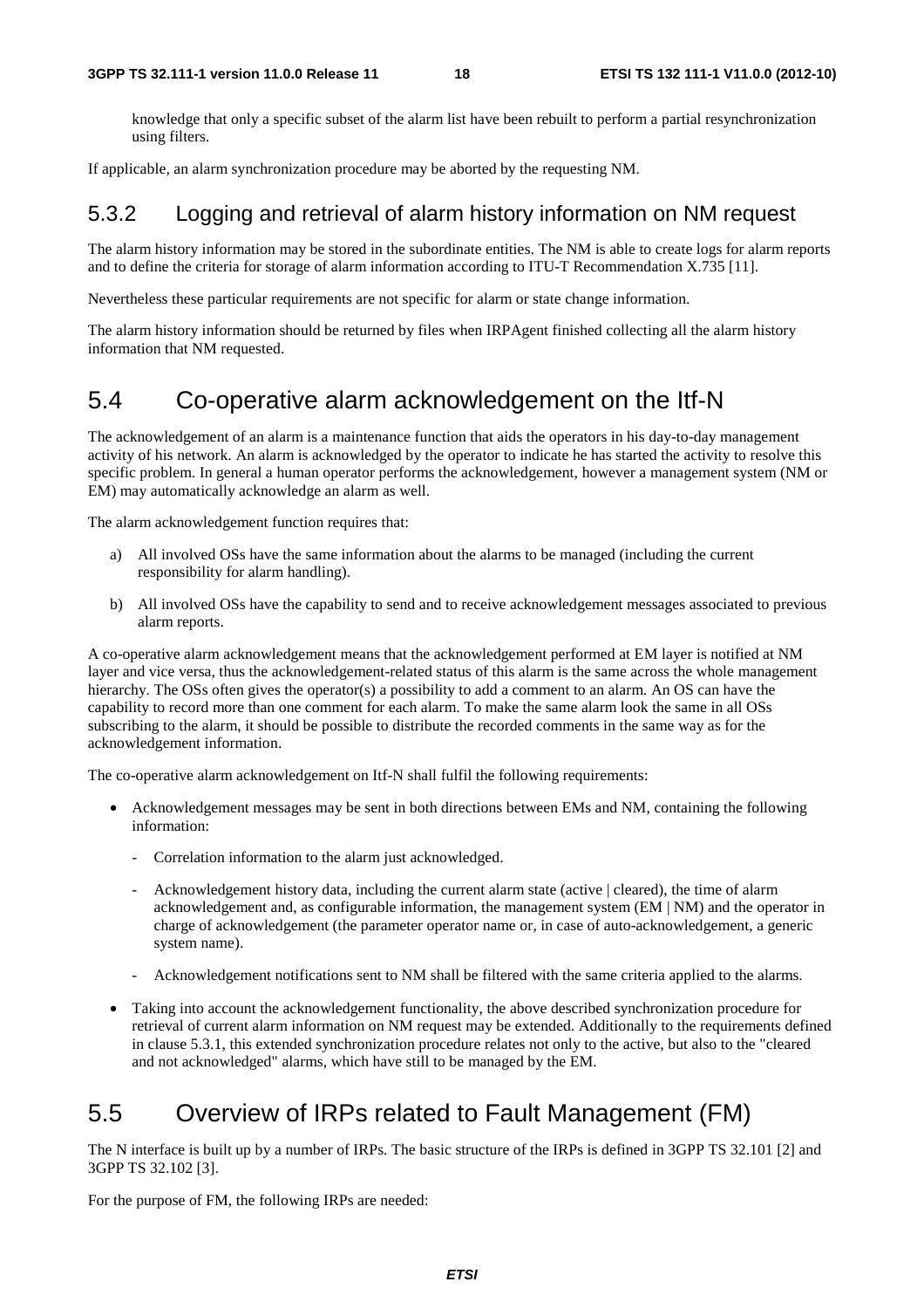knowledge that only a specific subset of the alarm list have been rebuilt to perform a partial resynchronization using filters.

If applicable, an alarm synchronization procedure may be aborted by the requesting NM.

### 5.3.2 Logging and retrieval of alarm history information on NM request

The alarm history information may be stored in the subordinate entities. The NM is able to create logs for alarm reports and to define the criteria for storage of alarm information according to ITU-T Recommendation X.735 [11].

Nevertheless these particular requirements are not specific for alarm or state change information.

The alarm history information should be returned by files when IRPAgent finished collecting all the alarm history information that NM requested.

## 5.4 Co-operative alarm acknowledgement on the Itf-N

The acknowledgement of an alarm is a maintenance function that aids the operators in his day-to-day management activity of his network. An alarm is acknowledged by the operator to indicate he has started the activity to resolve this specific problem. In general a human operator performs the acknowledgement, however a management system (NM or EM) may automatically acknowledge an alarm as well.

The alarm acknowledgement function requires that:

a) All involved OSs have the same information about the alarms to be managed (including the current responsibility for alarm handling).

b) All involved OSs have the capability to send and to receive acknowledgement messages associated to previous alarm reports.

A co-operative alarm acknowledgement means that the acknowledgement performed at EM layer is notified at NM layer and vice versa, thus the acknowledgement-related status of this alarm is the same across the whole management hierarchy. The OSs often gives the operator(s) a possibility to add a comment to an alarm. An OS can have the capability to record more than one comment for each alarm. To make the same alarm look the same in all OSs subscribing to the alarm, it should be possible to distribute the recorded comments in the same way as for the acknowledgement information.

The co-operative alarm acknowledgement on Itf-N shall fulfil the following requirements:

- Acknowledgement messages may be sent in both directions between EMs and NM, containing the following information:
  - Correlation information to the alarm just acknowledged.
  - Acknowledgement history data, including the current alarm state (active | cleared), the time of alarm acknowledgement and, as configurable information, the management system (EM | NM) and the operator in charge of acknowledgement (the parameter operator name or, in case of auto-acknowledgement, a generic system name).
  - Acknowledgement notifications sent to NM shall be filtered with the same criteria applied to the alarms.
- Taking into account the acknowledgement functionality, the above described synchronization procedure for retrieval of current alarm information on NM request may be extended. Additionally to the requirements defined in clause 5.3.1, this extended synchronization procedure relates not only to the active, but also to the "cleared and not acknowledged" alarms, which have still to be managed by the EM.

## 5.5 Overview of IRPs related to Fault Management (FM)

The N interface is built up by a number of IRPs. The basic structure of the IRPs is defined in 3GPP TS 32.101 [2] and 3GPP TS 32.102 [3].

For the purpose of FM, the following IRPs are needed: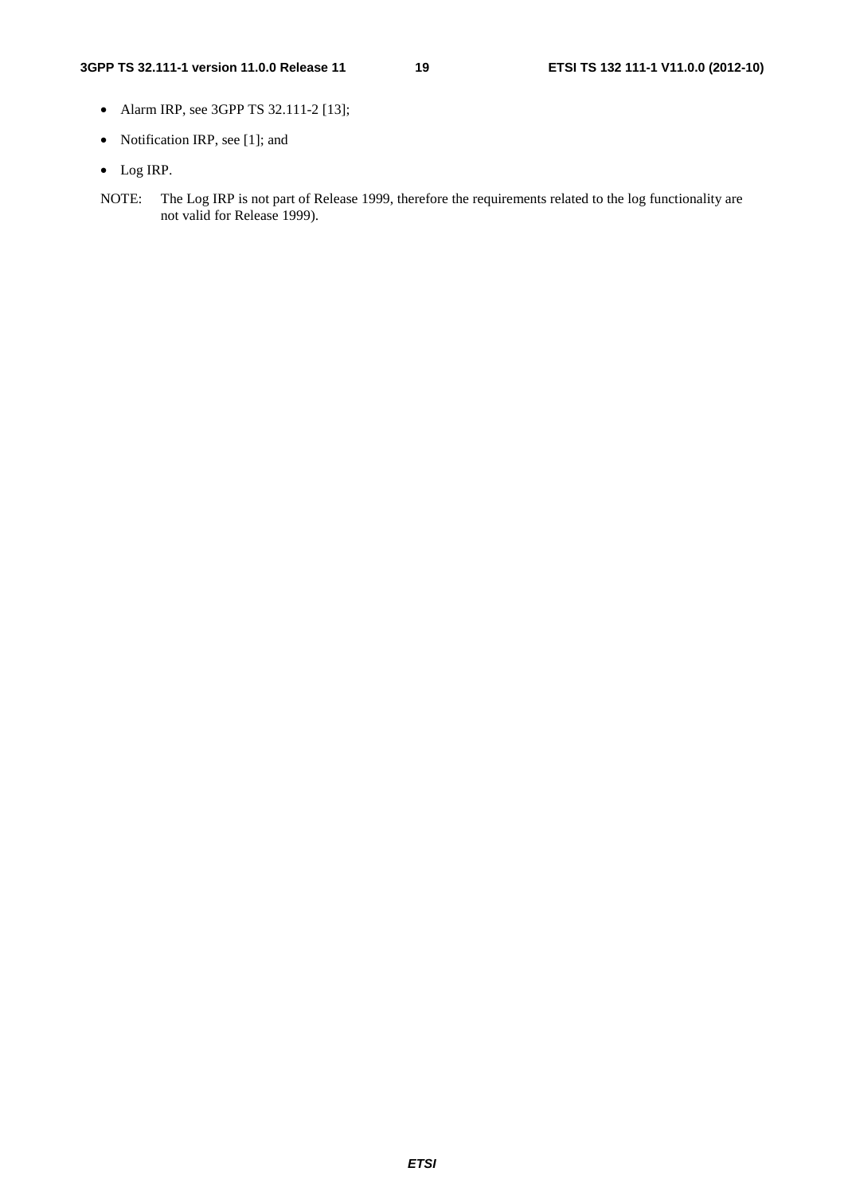- Alarm IRP, see 3GPP TS 32.111-2 [13];
- Notification IRP, see [1]; and
- Log IRP.

NOTE: The Log IRP is not part of Release 1999, therefore the requirements related to the log functionality are not valid for Release 1999).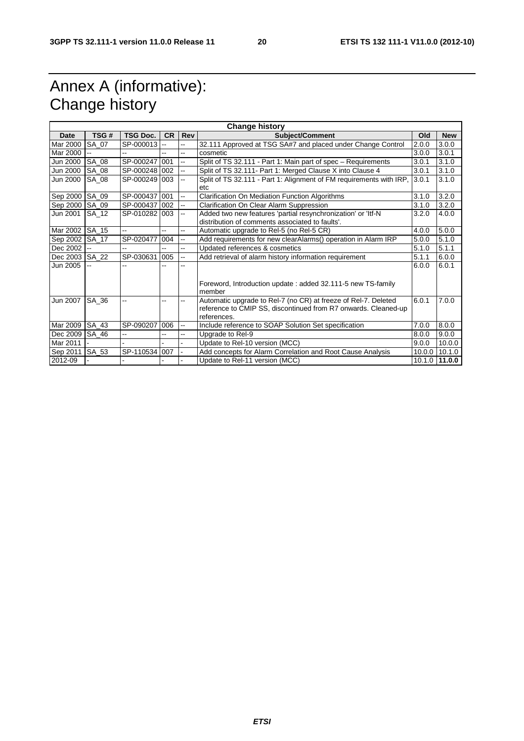# Annex A (informative): Change history

| Change history | | | | | | | |
|---|---|---|---|---|---|---|---|
| **Date** | **TSG #** | **TSG Doc.** | **CR** | **Rev** | **Subject/Comment** | **Old** | **New** |
| Mar 2000 | SA_07 | SP-000013 | -- | -- | 32.111 Approved at TSG SA#7 and placed under Change Control | 2.0.0 | 3.0.0 |
| Mar 2000 | -- | -- | -- | -- | cosmetic | 3.0.0 | 3.0.1 |
| Jun 2000 | SA_08 | SP-000247 | 001 | -- | Split of TS 32.111 - Part 1: Main part of spec – Requirements | 3.0.1 | 3.1.0 |
| Jun 2000 | SA_08 | SP-000248 | 002 | -- | Split of TS 32.111- Part 1: Merged Clause X into Clause 4 | 3.0.1 | 3.1.0 |
| Jun 2000 | SA_08 | SP-000249 | 003 | -- | Split of TS 32.111 - Part 1: Alignment of FM requirements with IRP, etc | 3.0.1 | 3.1.0 |
| Sep 2000 | SA_09 | SP-000437 | 001 | -- | Clarification On Mediation Function Algorithms | 3.1.0 | 3.2.0 |
| Sep 2000 | SA_09 | SP-000437 | 002 | -- | Clarification On Clear Alarm Suppression | 3.1.0 | 3.2.0 |
| Jun 2001 | SA_12 | SP-010282 | 003 | -- | Added two new features 'partial resynchronization' or 'Itf-N distribution of comments associated to faults'. | 3.2.0 | 4.0.0 |
| Mar 2002 | SA_15 | -- | -- | -- | Automatic upgrade to Rel-5 (no Rel-5 CR) | 4.0.0 | 5.0.0 |
| Sep 2002 | SA_17 | SP-020477 | 004 | -- | Add requirements for new clearAlarms() operation in Alarm IRP | 5.0.0 | 5.1.0 |
| Dec 2002 | -- | -- | -- | -- | Updated references & cosmetics | 5.1.0 | 5.1.1 |
| Dec 2003 | SA_22 | SP-030631 | 005 | -- | Add retrieval of alarm history information requirement | 5.1.1 | 6.0.0 |
| Jun 2005 | -- | -- | -- | -- | Foreword, Introduction update : added 32.111-5 new TS-family member | 6.0.0 | 6.0.1 |
| Jun 2007 | SA_36 | -- | -- | -- | Automatic upgrade to Rel-7 (no CR) at freeze of Rel-7. Deleted reference to CMIP SS, discontinued from R7 onwards. Cleaned-up references. | 6.0.1 | 7.0.0 |
| Mar 2009 | SA_43 | SP-090207 | 006 | -- | Include reference to SOAP Solution Set specification | 7.0.0 | 8.0.0 |
| Dec 2009 | SA_46 | -- | -- | -- | Upgrade to Rel-9 | 8.0.0 | 9.0.0 |
| Mar 2011 | - | - | - | - | Update to Rel-10 version (MCC) | 9.0.0 | 10.0.0 |
| Sep 2011 | SA_53 | SP-110534 | 007 | - | Add concepts for Alarm Correlation and Root Cause Analysis | 10.0.0 | 10.1.0 |
| 2012-09 | - | - | - | - | Update to Rel-11 version (MCC) | 10.1.0 | **11.0.0** |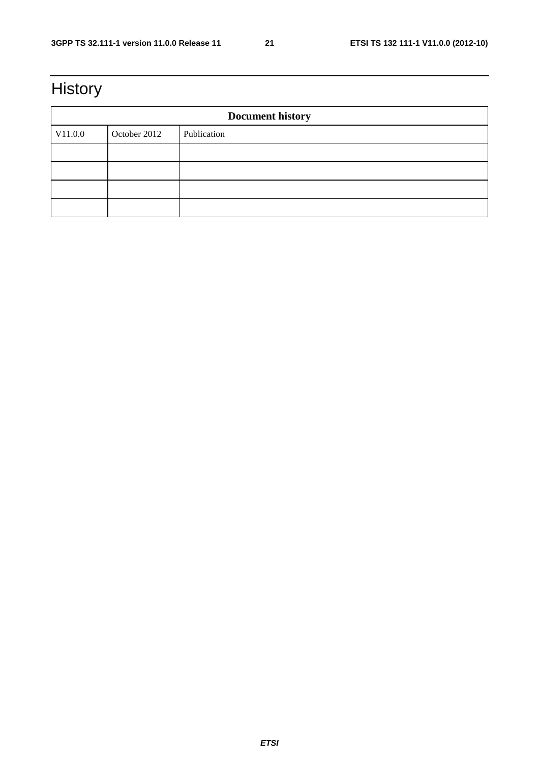# History

| Document history | | |
|---|---|---|
| V11.0.0 | October 2012 | Publication |
| | | |
| | | |
| | | |
| | | |